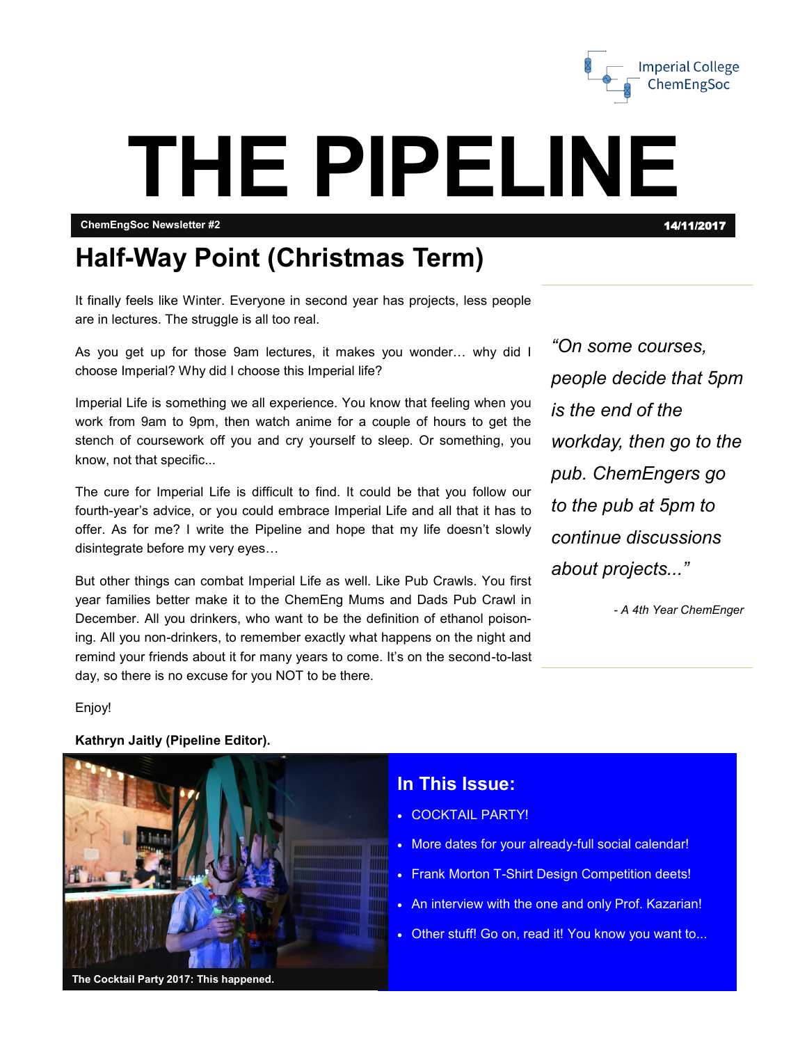Imperial College ChemEngSoc

# THE PIPELINE

**ChemEngSoc Newsletter #2** — **14/11/2017**

## Half-Way Point (Christmas Term)

It finally feels like Winter. Everyone in second year has projects, less people are in lectures. The struggle is all too real.

As you get up for those 9am lectures, it makes you wonder… why did I choose Imperial? Why did I choose this Imperial life?

Imperial Life is something we all experience. You know that feeling when you work from 9am to 9pm, then watch anime for a couple of hours to get the stench of coursework off you and cry yourself to sleep. Or something, you know, not that specific...

The cure for Imperial Life is difficult to find. It could be that you follow our fourth-year's advice, or you could embrace Imperial Life and all that it has to offer. As for me? I write the Pipeline and hope that my life doesn't slowly disintegrate before my very eyes…

But other things can combat Imperial Life as well. Like Pub Crawls. You first year families better make it to the ChemEng Mums and Dads Pub Crawl in December. All you drinkers, who want to be the definition of ethanol poisoning. All you non-drinkers, to remember exactly what happens on the night and remind your friends about it for many years to come. It's on the second-to-last day, so there is no excuse for you NOT to be there.

Enjoy!

**Kathryn Jaitly (Pipeline Editor).**

> *"On some courses, people decide that 5pm is the end of the workday, then go to the pub. ChemEngers go to the pub at 5pm to continue discussions about projects..."*
>
> *- A 4th Year ChemEnger*

**The Cocktail Party 2017: This happened.**

### In This Issue:

- COCKTAIL PARTY!
- More dates for your already-full social calendar!
- Frank Morton T-Shirt Design Competition deets!
- An interview with the one and only Prof. Kazarian!
- Other stuff! Go on, read it! You know you want to...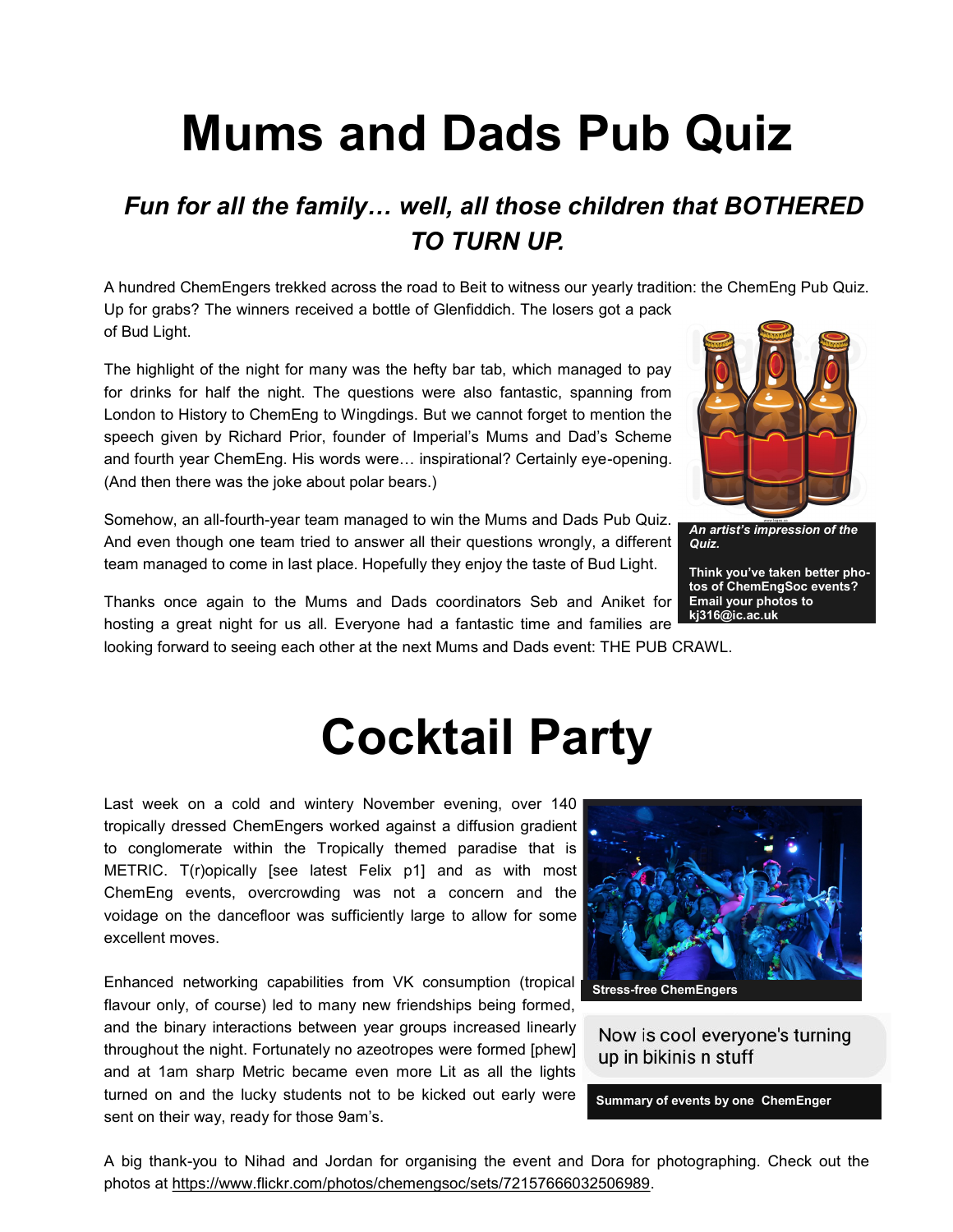# Mums and Dads Pub Quiz

## *Fun for all the family… well, all those children that BOTHERED TO TURN UP.*

A hundred ChemEngers trekked across the road to Beit to witness our yearly tradition: the ChemEng Pub Quiz. Up for grabs? The winners received a bottle of Glenfiddich. The losers got a pack of Bud Light.

The highlight of the night for many was the hefty bar tab, which managed to pay for drinks for half the night. The questions were also fantastic, spanning from London to History to ChemEng to Wingdings. But we cannot forget to mention the speech given by Richard Prior, founder of Imperial's Mums and Dad's Scheme and fourth year ChemEng. His words were… inspirational? Certainly eye-opening. (And then there was the joke about polar bears.)

Somehow, an all-fourth-year team managed to win the Mums and Dads Pub Quiz. And even though one team tried to answer all their questions wrongly, a different team managed to come in last place. Hopefully they enjoy the taste of Bud Light.

Thanks once again to the Mums and Dads coordinators Seb and Aniket for hosting a great night for us all. Everyone had a fantastic time and families are looking forward to seeing each other at the next Mums and Dads event: THE PUB CRAWL.

***An artist's impression of the Quiz.***

**Think you've taken better photos of ChemEngSoc events? Email your photos to kj316@ic.ac.uk**

# Cocktail Party

Last week on a cold and wintery November evening, over 140 tropically dressed ChemEngers worked against a diffusion gradient to conglomerate within the Tropically themed paradise that is METRIC. T(r)opically [see latest Felix p1] and as with most ChemEng events, overcrowding was not a concern and the voidage on the dancefloor was sufficiently large to allow for some excellent moves.

Enhanced networking capabilities from VK consumption (tropical flavour only, of course) led to many new friendships being formed, and the binary interactions between year groups increased linearly throughout the night. Fortunately no azeotropes were formed [phew] and at 1am sharp Metric became even more Lit as all the lights turned on and the lucky students not to be kicked out early were sent on their way, ready for those 9am's.

**Stress-free ChemEngers**

Now is cool everyone's turning up in bikinis n stuff

**Summary of events by one ChemEnger**

A big thank-you to Nihad and Jordan for organising the event and Dora for photographing. Check out the photos at https://www.flickr.com/photos/chemengsoc/sets/72157666032506989.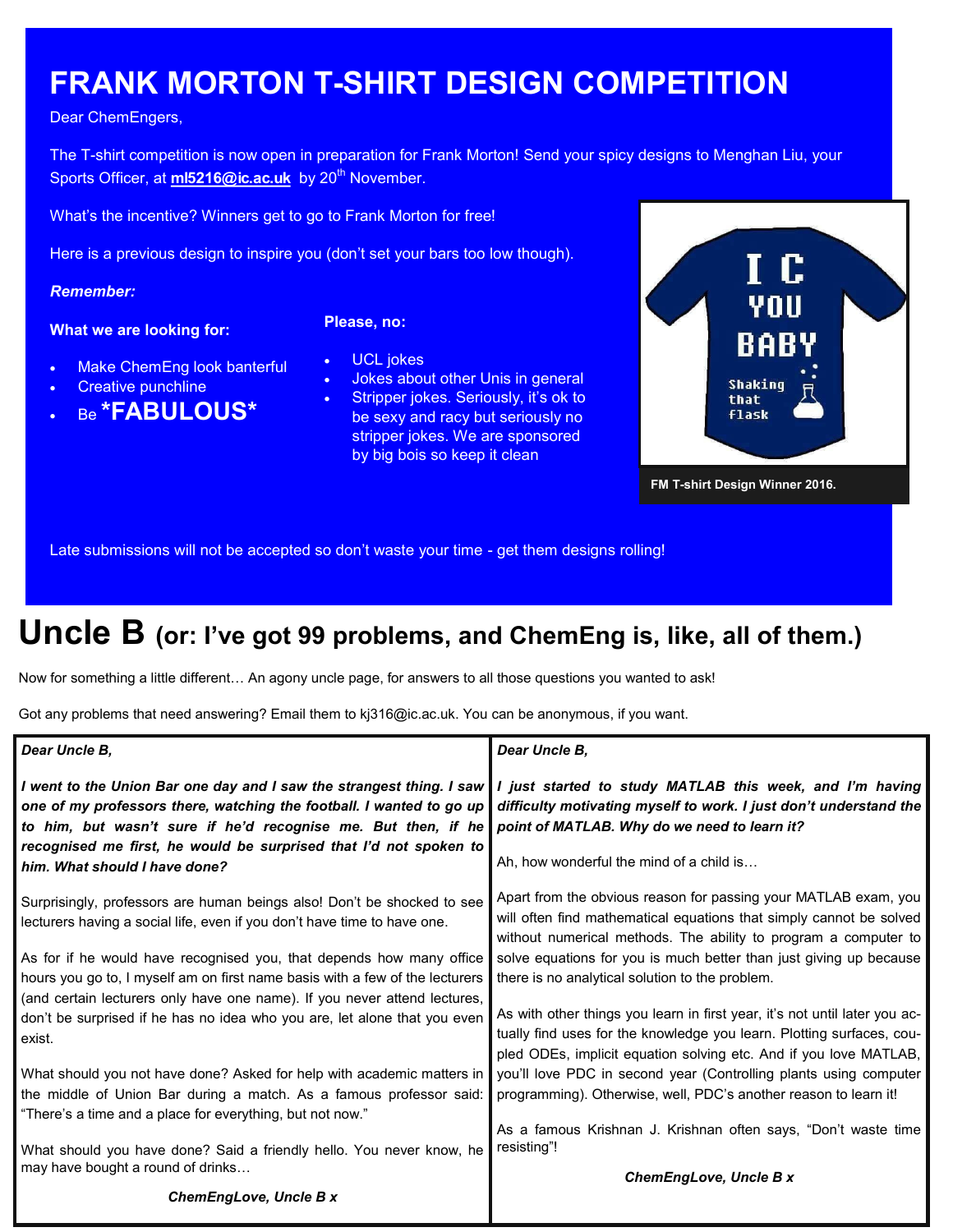# FRANK MORTON T-SHIRT DESIGN COMPETITION

Dear ChemEngers,

The T-shirt competition is now open in preparation for Frank Morton! Send your spicy designs to Menghan Liu, your Sports Officer, at **ml5216@ic.ac.uk** by 20th November.

What's the incentive? Winners get to go to Frank Morton for free!

Here is a previous design to inspire you (don't set your bars too low though).

***Remember:***

**What we are looking for:**

- Make ChemEng look banterful
- Creative punchline
- Be ***FABULOUS***

**Please, no:**

- UCL jokes
- Jokes about other Unis in general
- Stripper jokes. Seriously, it's ok to be sexy and racy but seriously no stripper jokes. We are sponsored by big bois so keep it clean

I C YOU BABY

Shaking that flask

**FM T-shirt Design Winner 2016.**

Late submissions will not be accepted so don't waste your time - get them designs rolling!

# Uncle B (or: I've got 99 problems, and ChemEng is, like, all of them.)

Now for something a little different… An agony uncle page, for answers to all those questions you wanted to ask!

Got any problems that need answering? Email them to kj316@ic.ac.uk. You can be anonymous, if you want.

***Dear Uncle B,***

***I went to the Union Bar one day and I saw the strangest thing. I saw one of my professors there, watching the football. I wanted to go up to him, but wasn't sure if he'd recognise me. But then, if he recognised me first, he would be surprised that I'd not spoken to him. What should I have done?***

Surprisingly, professors are human beings also! Don't be shocked to see lecturers having a social life, even if you don't have time to have one.

As for if he would have recognised you, that depends how many office hours you go to, I myself am on first name basis with a few of the lecturers (and certain lecturers only have one name). If you never attend lectures, don't be surprised if he has no idea who you are, let alone that you even exist.

What should you not have done? Asked for help with academic matters in the middle of Union Bar during a match. As a famous professor said: "There's a time and a place for everything, but not now."

What should you have done? Said a friendly hello. You never know, he may have bought a round of drinks…

***ChemEngLove, Uncle B x***

***Dear Uncle B,***

***I just started to study MATLAB this week, and I'm having difficulty motivating myself to work. I just don't understand the point of MATLAB. Why do we need to learn it?***

Ah, how wonderful the mind of a child is…

Apart from the obvious reason for passing your MATLAB exam, you will often find mathematical equations that simply cannot be solved without numerical methods. The ability to program a computer to solve equations for you is much better than just giving up because there is no analytical solution to the problem.

As with other things you learn in first year, it's not until later you actually find uses for the knowledge you learn. Plotting surfaces, coupled ODEs, implicit equation solving etc. And if you love MATLAB, you'll love PDC in second year (Controlling plants using computer programming). Otherwise, well, PDC's another reason to learn it!

As a famous Krishnan J. Krishnan often says, "Don't waste time resisting"!

***ChemEngLove, Uncle B x***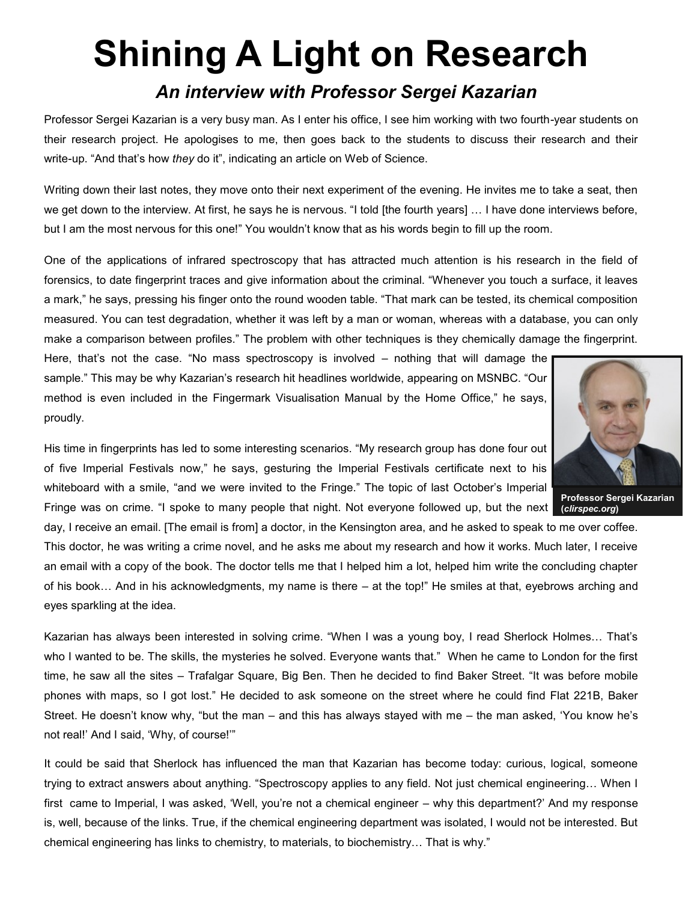# Shining A Light on Research

## *An interview with Professor Sergei Kazarian*

Professor Sergei Kazarian is a very busy man. As I enter his office, I see him working with two fourth-year students on their research project. He apologises to me, then goes back to the students to discuss their research and their write-up. "And that's how *they* do it", indicating an article on Web of Science.

Writing down their last notes, they move onto their next experiment of the evening. He invites me to take a seat, then we get down to the interview. At first, he says he is nervous. "I told [the fourth years] … I have done interviews before, but I am the most nervous for this one!" You wouldn't know that as his words begin to fill up the room.

One of the applications of infrared spectroscopy that has attracted much attention is his research in the field of forensics, to date fingerprint traces and give information about the criminal. "Whenever you touch a surface, it leaves a mark," he says, pressing his finger onto the round wooden table. "That mark can be tested, its chemical composition measured. You can test degradation, whether it was left by a man or woman, whereas with a database, you can only make a comparison between profiles." The problem with other techniques is they chemically damage the fingerprint. Here, that's not the case. "No mass spectroscopy is involved – nothing that will damage the sample." This may be why Kazarian's research hit headlines worldwide, appearing on MSNBC. "Our method is even included in the Fingermark Visualisation Manual by the Home Office," he says, proudly.

**Professor Sergei Kazarian (*clirspec.org*)**

His time in fingerprints has led to some interesting scenarios. "My research group has done four out of five Imperial Festivals now," he says, gesturing the Imperial Festivals certificate next to his whiteboard with a smile, "and we were invited to the Fringe." The topic of last October's Imperial Fringe was on crime. "I spoke to many people that night. Not everyone followed up, but the next day, I receive an email. [The email is from] a doctor, in the Kensington area, and he asked to speak to me over coffee. This doctor, he was writing a crime novel, and he asks me about my research and how it works. Much later, I receive an email with a copy of the book. The doctor tells me that I helped him a lot, helped him write the concluding chapter of his book… And in his acknowledgments, my name is there – at the top!" He smiles at that, eyebrows arching and eyes sparkling at the idea.

Kazarian has always been interested in solving crime. "When I was a young boy, I read Sherlock Holmes… That's who I wanted to be. The skills, the mysteries he solved. Everyone wants that." When he came to London for the first time, he saw all the sites – Trafalgar Square, Big Ben. Then he decided to find Baker Street. "It was before mobile phones with maps, so I got lost." He decided to ask someone on the street where he could find Flat 221B, Baker Street. He doesn't know why, "but the man – and this has always stayed with me – the man asked, 'You know he's not real!' And I said, 'Why, of course!'"

It could be said that Sherlock has influenced the man that Kazarian has become today: curious, logical, someone trying to extract answers about anything. "Spectroscopy applies to any field. Not just chemical engineering… When I first came to Imperial, I was asked, 'Well, you're not a chemical engineer – why this department?' And my response is, well, because of the links. True, if the chemical engineering department was isolated, I would not be interested. But chemical engineering has links to chemistry, to materials, to biochemistry… That is why."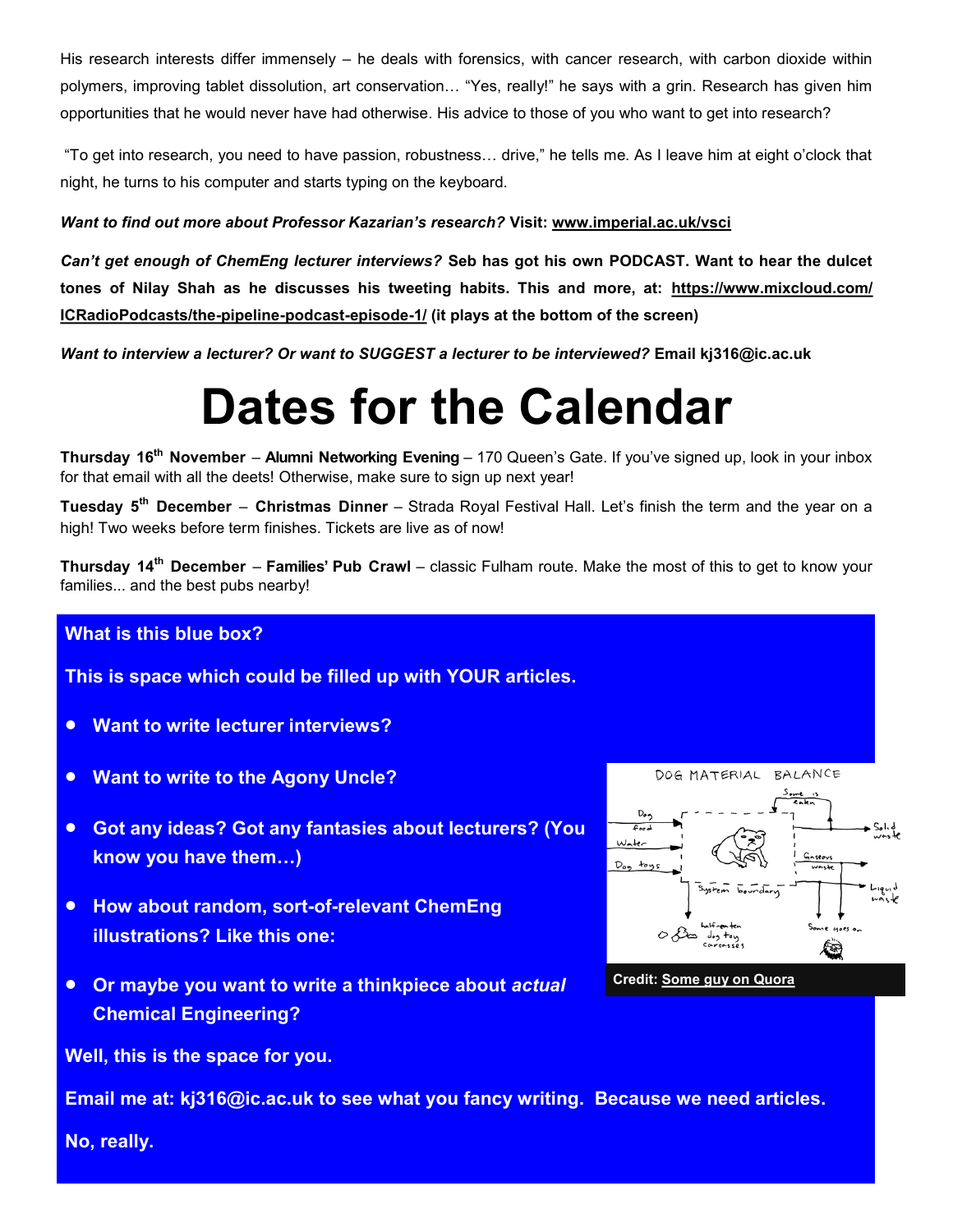His research interests differ immensely – he deals with forensics, with cancer research, with carbon dioxide within polymers, improving tablet dissolution, art conservation… "Yes, really!" he says with a grin. Research has given him opportunities that he would never have had otherwise. His advice to those of you who want to get into research?

"To get into research, you need to have passion, robustness… drive," he tells me. As I leave him at eight o'clock that night, he turns to his computer and starts typing on the keyboard.

***Want to find out more about Professor Kazarian's research?* Visit: www.imperial.ac.uk/vsci**

***Can't get enough of ChemEng lecturer interviews?* Seb has got his own PODCAST. Want to hear the dulcet tones of Nilay Shah as he discusses his tweeting habits. This and more, at: https://www.mixcloud.com/ICRadioPodcasts/the-pipeline-podcast-episode-1/ (it plays at the bottom of the screen)**

***Want to interview a lecturer? Or want to SUGGEST a lecturer to be interviewed?* Email kj316@ic.ac.uk**

# Dates for the Calendar

**Thursday 16th November** – **Alumni Networking Evening** – 170 Queen's Gate. If you've signed up, look in your inbox for that email with all the deets! Otherwise, make sure to sign up next year!

**Tuesday 5th December** – **Christmas Dinner** – Strada Royal Festival Hall. Let's finish the term and the year on a high! Two weeks before term finishes. Tickets are live as of now!

**Thursday 14th December** – **Families' Pub Crawl** – classic Fulham route. Make the most of this to get to know your families... and the best pubs nearby!

**What is this blue box?**

**This is space which could be filled up with YOUR articles.**

- **Want to write lecturer interviews?**
- **Want to write to the Agony Uncle?**
- **Got any ideas? Got any fantasies about lecturers? (You know you have them…)**
- **How about random, sort-of-relevant ChemEng illustrations? Like this one:**
- **Or maybe you want to write a thinkpiece about *actual* Chemical Engineering?**

DOG MATERIAL BALANCE

Some is eaten

Dog food

Water

Dog toys

Solid waste

Gaseous waste

Liquid waste

System boundary

half-eaten dog toy carcasses

Some goes on

**Credit: Some guy on Quora**

**Well, this is the space for you.**

**Email me at: kj316@ic.ac.uk to see what you fancy writing. Because we need articles.**

**No, really.**